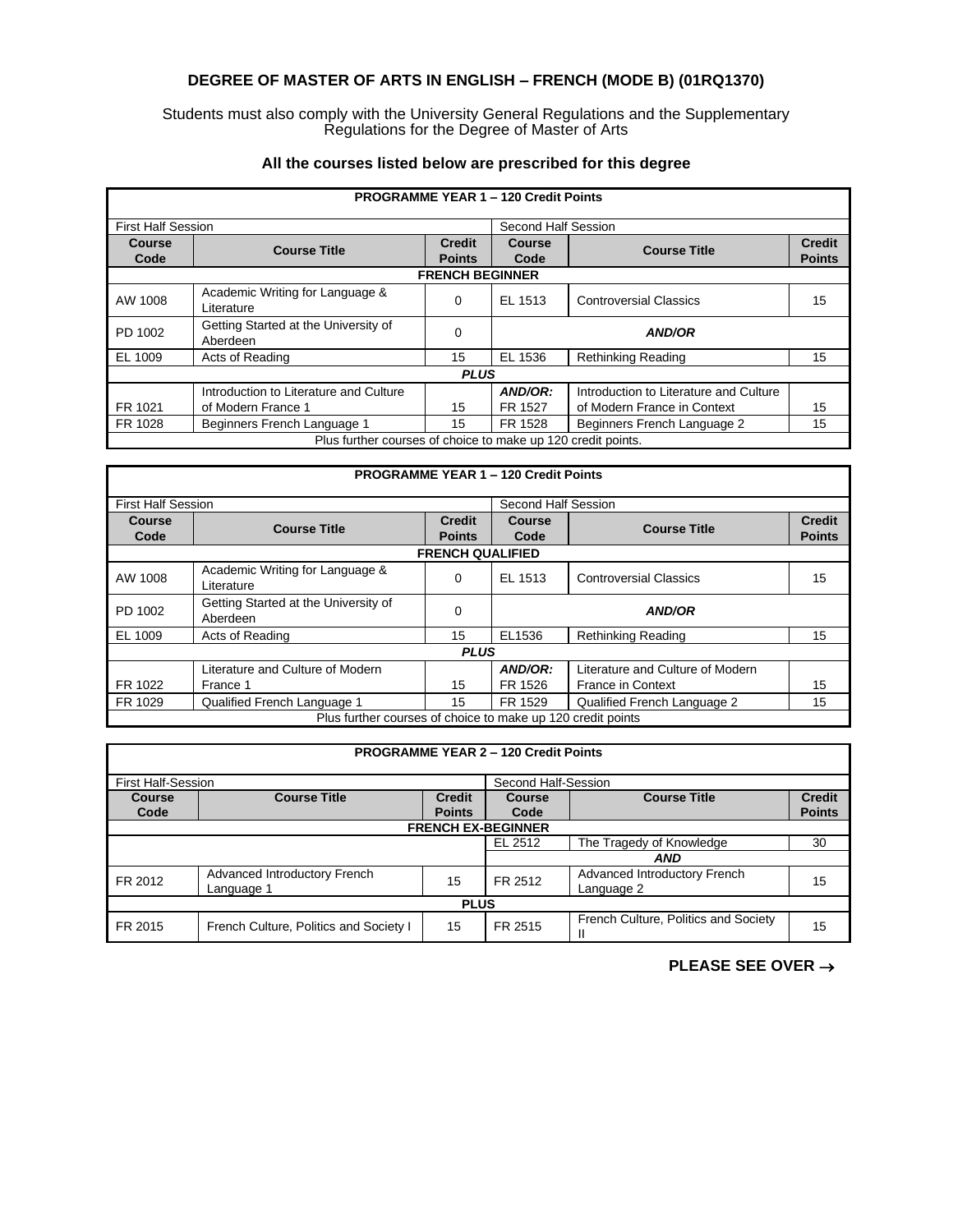# DEGREE OF MASTER OF ARTS IN ENGLISH – FRENCH (MODE B) (01RQ1370)

Students must also comply with the University General Regulations and the Supplementary Regulations for the Degree of Master of Arts

### All the courses listed below are prescribed for this degree

| PROGRAMME YEAR 1 – 120 Credit Points | | | | | |
|---|---|---|---|---|---|
| First Half Session | | | Second Half Session | | |
| **Course Code** | **Course Title** | **Credit Points** | **Course Code** | **Course Title** | **Credit Points** |
| **FRENCH BEGINNER** | | | | | |
| AW 1008 | Academic Writing for Language & Literature | 0 | EL 1513 | Controversial Classics | 15 |
| PD 1002 | Getting Started at the University of Aberdeen | 0 | ***AND/OR*** | | |
| EL 1009 | Acts of Reading | 15 | EL 1536 | Rethinking Reading | 15 |
| ***PLUS*** | | | | | |
| FR 1021 | Introduction to Literature and Culture of Modern France 1 | 15 | ***AND/OR:*** FR 1527 | Introduction to Literature and Culture of Modern France in Context | 15 |
| FR 1028 | Beginners French Language 1 | 15 | FR 1528 | Beginners French Language 2 | 15 |
| Plus further courses of choice to make up 120 credit points. | | | | | |

| PROGRAMME YEAR 1 – 120 Credit Points | | | | | |
|---|---|---|---|---|---|
| First Half Session | | | Second Half Session | | |
| **Course Code** | **Course Title** | **Credit Points** | **Course Code** | **Course Title** | **Credit Points** |
| **FRENCH QUALIFIED** | | | | | |
| AW 1008 | Academic Writing for Language & Literature | 0 | EL 1513 | Controversial Classics | 15 |
| PD 1002 | Getting Started at the University of Aberdeen | 0 | ***AND/OR*** | | |
| EL 1009 | Acts of Reading | 15 | EL1536 | Rethinking Reading | 15 |
| ***PLUS*** | | | | | |
| FR 1022 | Literature and Culture of Modern France 1 | 15 | ***AND/OR:*** FR 1526 | Literature and Culture of Modern France in Context | 15 |
| FR 1029 | Qualified French Language 1 | 15 | FR 1529 | Qualified French Language 2 | 15 |
| Plus further courses of choice to make up 120 credit points | | | | | |

| PROGRAMME YEAR 2 – 120 Credit Points | | | | | |
|---|---|---|---|---|---|
| First Half-Session | | | Second Half-Session | | |
| **Course Code** | **Course Title** | **Credit Points** | **Course Code** | **Course Title** | **Credit Points** |
| **FRENCH EX-BEGINNER** | | | | | |
| | | | EL 2512 | The Tragedy of Knowledge | 30 |
| | | | ***AND*** | | |
| FR 2012 | Advanced Introductory French Language 1 | 15 | FR 2512 | Advanced Introductory French Language 2 | 15 |
| **PLUS** | | | | | |
| FR 2015 | French Culture, Politics and Society I | 15 | FR 2515 | French Culture, Politics and Society II | 15 |

**PLEASE SEE OVER →**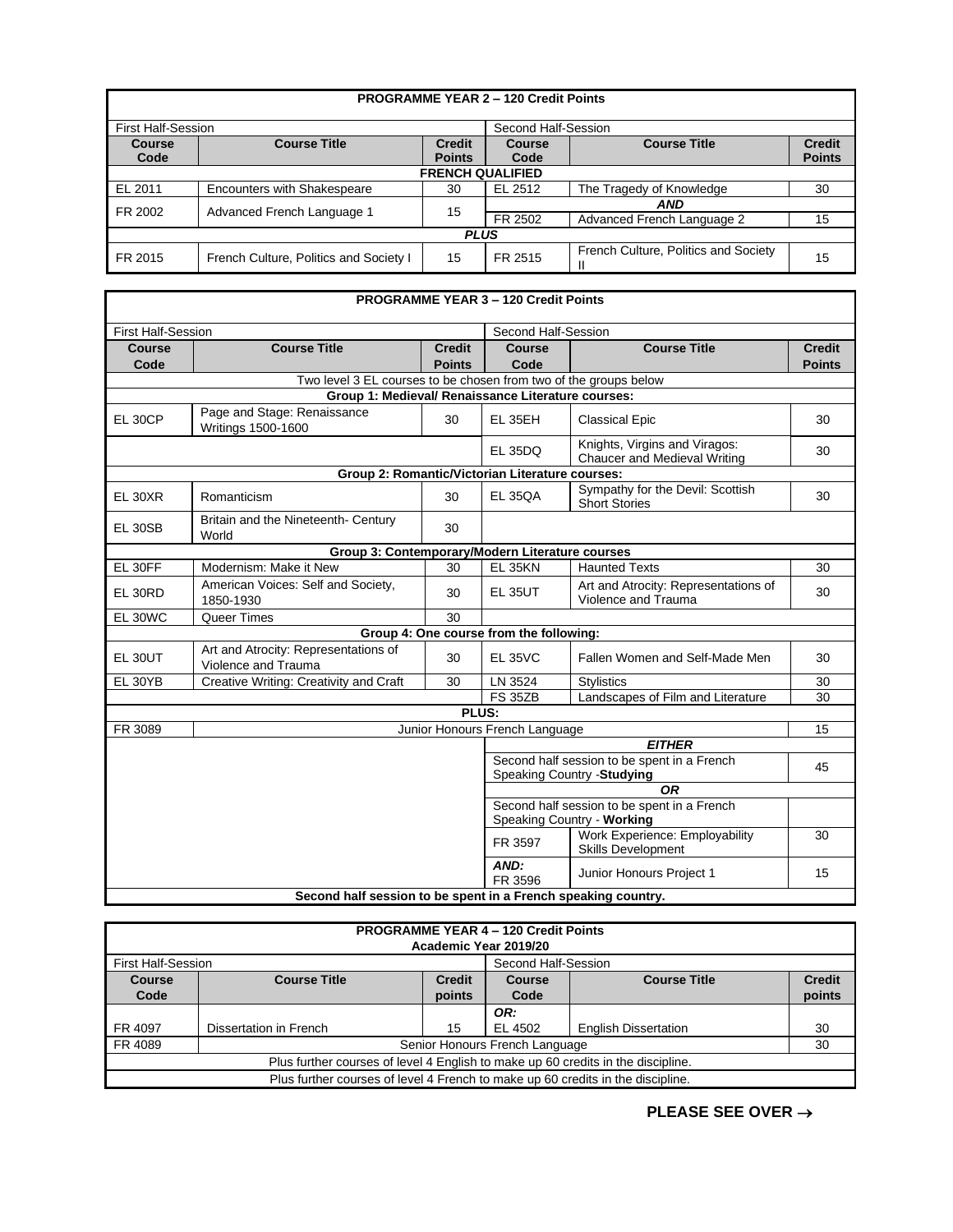| **PROGRAMME YEAR 2 – 120 Credit Points** | | | | | |
|---|---|---|---|---|---|
| First Half-Session | | | Second Half-Session | | |
| **Course Code** | **Course Title** | **Credit Points** | **Course Code** | **Course Title** | **Credit Points** |
| **FRENCH QUALIFIED** | | | | | |
| EL 2011 | Encounters with Shakespeare | 30 | EL 2512 | The Tragedy of Knowledge | 30 |
| FR 2002 | Advanced French Language 1 | 15 | ***AND*** | | |
| | | | FR 2502 | Advanced French Language 2 | 15 |
| ***PLUS*** | | | | | |
| FR 2015 | French Culture, Politics and Society I | 15 | FR 2515 | French Culture, Politics and Society II | 15 |

| **PROGRAMME YEAR 3 – 120 Credit Points** | | | | | |
|---|---|---|---|---|---|
| First Half-Session | | | Second Half-Session | | |
| **Course Code** | **Course Title** | **Credit Points** | **Course Code** | **Course Title** | **Credit Points** |
| Two level 3 EL courses to be chosen from two of the groups below | | | | | |
| **Group 1: Medieval/ Renaissance Literature courses:** | | | | | |
| EL 30CP | Page and Stage: Renaissance Writings 1500-1600 | 30 | EL 35EH | Classical Epic | 30 |
| | | | EL 35DQ | Knights, Virgins and Viragos: Chaucer and Medieval Writing | 30 |
| **Group 2: Romantic/Victorian Literature courses:** | | | | | |
| EL 30XR | Romanticism | 30 | EL 35QA | Sympathy for the Devil: Scottish Short Stories | 30 |
| EL 30SB | Britain and the Nineteenth- Century World | 30 | | | |
| **Group 3: Contemporary/Modern Literature courses** | | | | | |
| EL 30FF | Modernism: Make it New | 30 | EL 35KN | Haunted Texts | 30 |
| EL 30RD | American Voices: Self and Society, 1850-1930 | 30 | EL 35UT | Art and Atrocity: Representations of Violence and Trauma | 30 |
| EL 30WC | Queer Times | 30 | | | |
| **Group 4: One course from the following:** | | | | | |
| EL 30UT | Art and Atrocity: Representations of Violence and Trauma | 30 | EL 35VC | Fallen Women and Self-Made Men | 30 |
| EL 30YB | Creative Writing: Creativity and Craft | 30 | LN 3524 | Stylistics | 30 |
| | | | FS 35ZB | Landscapes of Film and Literature | 30 |
| **PLUS:** | | | | | |
| FR 3089 | Junior Honours French Language | | | | 15 |
| | | | ***EITHER*** | | |
| | | | Second half session to be spent in a French Speaking Country -**Studying** | | 45 |
| | | | ***OR*** | | |
| | | | Second half session to be spent in a French Speaking Country - **Working** | | |
| | | | FR 3597 | Work Experience: Employability Skills Development | 30 |
| | | | ***AND:*** FR 3596 | Junior Honours Project 1 | 15 |
| **Second half session to be spent in a French speaking country.** | | | | | |

| **PROGRAMME YEAR 4 – 120 Credit Points Academic Year 2019/20** | | | | | |
|---|---|---|---|---|---|
| First Half-Session | | | Second Half-Session | | |
| **Course Code** | **Course Title** | **Credit points** | **Course Code** | **Course Title** | **Credit points** |
| FR 4097 | Dissertation in French | 15 | ***OR:*** EL 4502 | English Dissertation | 30 |
| FR 4089 | Senior Honours French Language | | | | 30 |
| Plus further courses of level 4 English to make up 60 credits in the discipline. | | | | | |
| Plus further courses of level 4 French to make up 60 credits in the discipline. | | | | | |

**PLEASE SEE OVER →**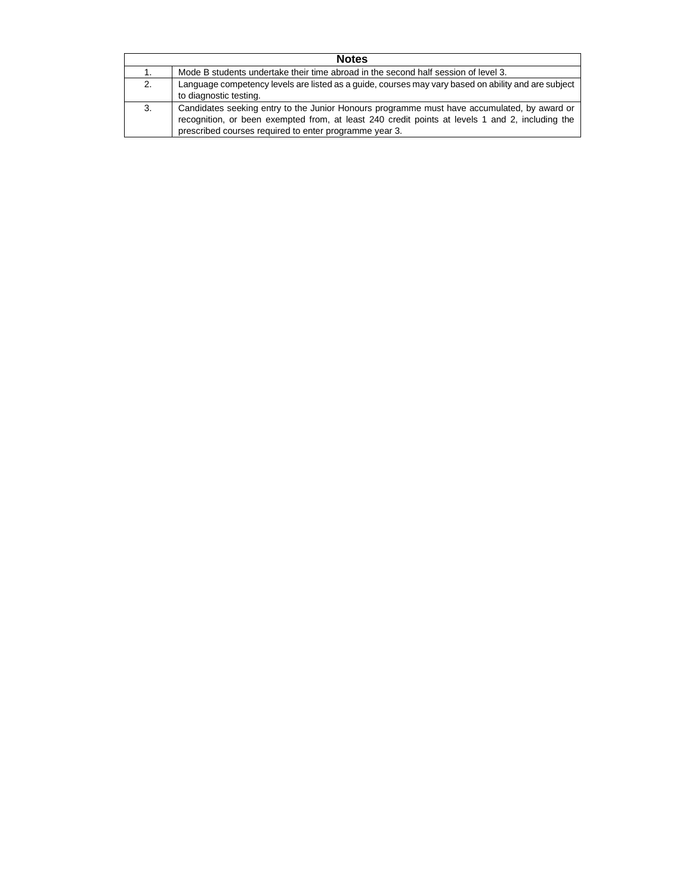| Notes | |
|---|---|
| 1. | Mode B students undertake their time abroad in the second half session of level 3. |
| 2. | Language competency levels are listed as a guide, courses may vary based on ability and are subject to diagnostic testing. |
| 3. | Candidates seeking entry to the Junior Honours programme must have accumulated, by award or recognition, or been exempted from, at least 240 credit points at levels 1 and 2, including the prescribed courses required to enter programme year 3. |